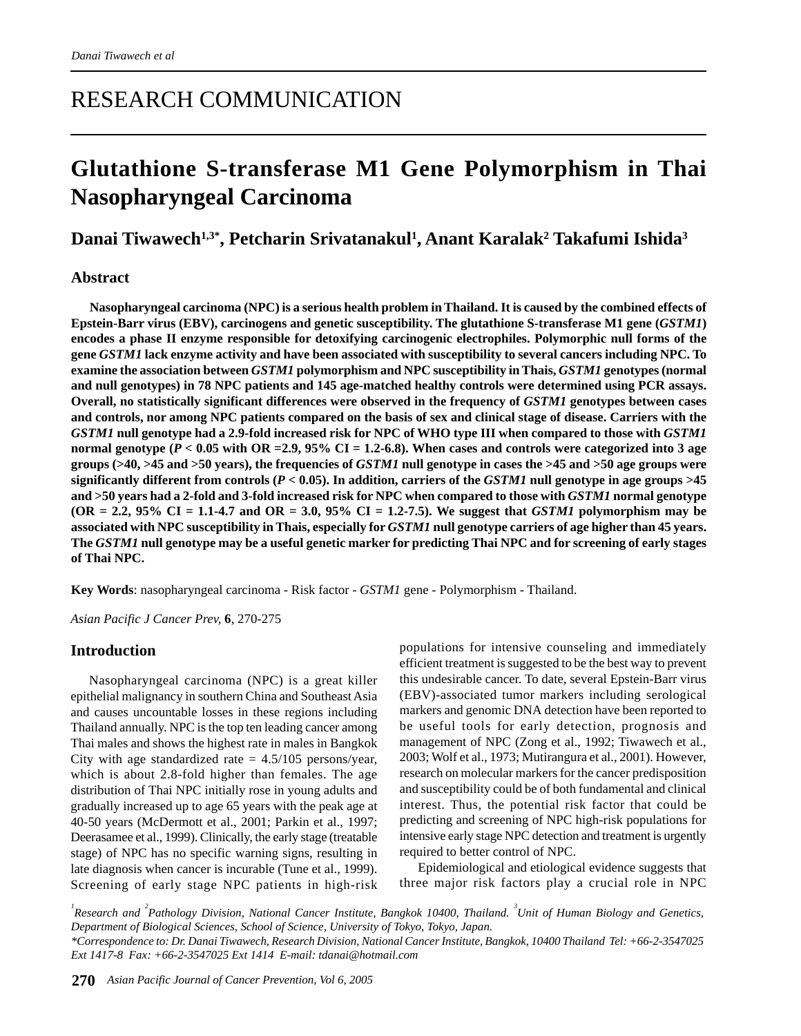RESEARCH COMMUNICATION

# Glutathione S-transferase M1 Gene Polymorphism in Thai Nasopharyngeal Carcinoma

**Danai Tiwawech[1,3*], Petcharin Srivatanakul[1], Anant Karalak[2] Takafumi Ishida[3]**

## Abstract

**Nasopharyngeal carcinoma (NPC) is a serious health problem in Thailand. It is caused by the combined effects of Epstein-Barr virus (EBV), carcinogens and genetic susceptibility. The glutathione S-transferase M1 gene (*GSTM1*) encodes a phase II enzyme responsible for detoxifying carcinogenic electrophiles. Polymorphic null forms of the gene *GSTM1* lack enzyme activity and have been associated with susceptibility to several cancers including NPC. To examine the association between *GSTM1* polymorphism and NPC susceptibility in Thais, *GSTM1* genotypes (normal and null genotypes) in 78 NPC patients and 145 age-matched healthy controls were determined using PCR assays. Overall, no statistically significant differences were observed in the frequency of *GSTM1* genotypes between cases and controls, nor among NPC patients compared on the basis of sex and clinical stage of disease. Carriers with the *GSTM1* null genotype had a 2.9-fold increased risk for NPC of WHO type III when compared to those with *GSTM1* normal genotype ($P < 0.05$ with OR =2.9, 95% CI = 1.2-6.8). When cases and controls were categorized into 3 age groups (>40, >45 and >50 years), the frequencies of *GSTM1* null genotype in cases the >45 and >50 age groups were significantly different from controls ($P < 0.05$). In addition, carriers of the *GSTM1* null genotype in age groups >45 and >50 years had a 2-fold and 3-fold increased risk for NPC when compared to those with *GSTM1* normal genotype (OR = 2.2, 95% CI = 1.1-4.7 and OR = 3.0, 95% CI = 1.2-7.5). We suggest that *GSTM1* polymorphism may be associated with NPC susceptibility in Thais, especially for *GSTM1* null genotype carriers of age higher than 45 years. The *GSTM1* null genotype may be a useful genetic marker for predicting Thai NPC and for screening of early stages of Thai NPC.**

**Key Words**: nasopharyngeal carcinoma - Risk factor - *GSTM1* gene - Polymorphism - Thailand.

*Asian Pacific J Cancer Prev*, **6**, 270-275

## Introduction

Nasopharyngeal carcinoma (NPC) is a great killer epithelial malignancy in southern China and Southeast Asia and causes uncountable losses in these regions including Thailand annually. NPC is the top ten leading cancer among Thai males and shows the highest rate in males in Bangkok City with age standardized rate = 4.5/105 persons/year, which is about 2.8-fold higher than females. The age distribution of Thai NPC initially rose in young adults and gradually increased up to age 65 years with the peak age at 40-50 years (McDermott et al., 2001; Parkin et al., 1997; Deerasamee et al., 1999). Clinically, the early stage (treatable stage) of NPC has no specific warning signs, resulting in late diagnosis when cancer is incurable (Tune et al., 1999). Screening of early stage NPC patients in high-risk populations for intensive counseling and immediately efficient treatment is suggested to be the best way to prevent this undesirable cancer. To date, several Epstein-Barr virus (EBV)-associated tumor markers including serological markers and genomic DNA detection have been reported to be useful tools for early detection, prognosis and management of NPC (Zong et al., 1992; Tiwawech et al., 2003; Wolf et al., 1973; Mutirangura et al., 2001). However, research on molecular markers for the cancer predisposition and susceptibility could be of both fundamental and clinical interest. Thus, the potential risk factor that could be predicting and screening of NPC high-risk populations for intensive early stage NPC detection and treatment is urgently required to better control of NPC.

Epidemiological and etiological evidence suggests that three major risk factors play a crucial role in NPC

[1]Research and [2]Pathology Division, National Cancer Institute, Bangkok 10400, Thailand. [3]Unit of Human Biology and Genetics, Department of Biological Sciences, School of Science, University of Tokyo, Tokyo, Japan.
*Correspondence to: Dr. Danai Tiwawech, Research Division, National Cancer Institute, Bangkok, 10400 Thailand Tel: +66-2-3547025 Ext 1417-8 Fax: +66-2-3547025 Ext 1414 E-mail: tdanai@hotmail.com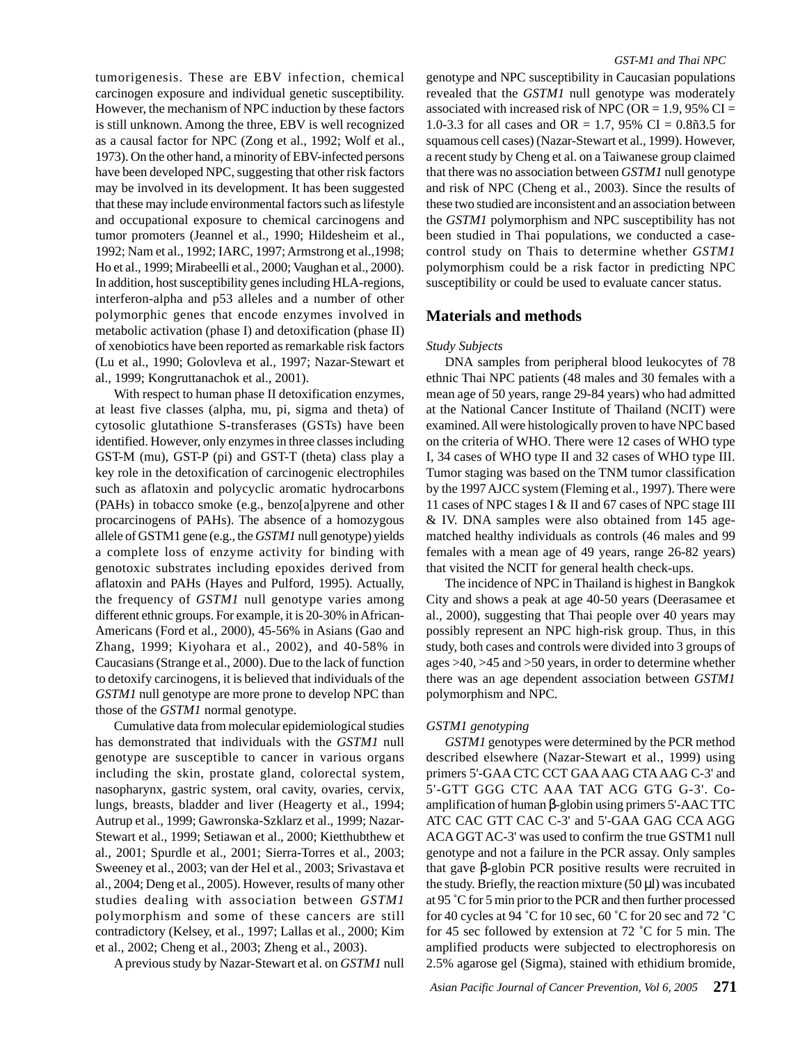tumorigenesis. These are EBV infection, chemical carcinogen exposure and individual genetic susceptibility. However, the mechanism of NPC induction by these factors is still unknown. Among the three, EBV is well recognized as a causal factor for NPC (Zong et al., 1992; Wolf et al., 1973). On the other hand, a minority of EBV-infected persons have been developed NPC, suggesting that other risk factors may be involved in its development. It has been suggested that these may include environmental factors such as lifestyle and occupational exposure to chemical carcinogens and tumor promoters (Jeannel et al., 1990; Hildesheim et al., 1992; Nam et al., 1992; IARC, 1997; Armstrong et al.,1998; Ho et al., 1999; Mirabeelli et al., 2000; Vaughan et al., 2000). In addition, host susceptibility genes including HLA-regions, interferon-alpha and p53 alleles and a number of other polymorphic genes that encode enzymes involved in metabolic activation (phase I) and detoxification (phase II) of xenobiotics have been reported as remarkable risk factors (Lu et al., 1990; Golovleva et al., 1997; Nazar-Stewart et al., 1999; Kongruttanachok et al., 2001).

With respect to human phase II detoxification enzymes, at least five classes (alpha, mu, pi, sigma and theta) of cytosolic glutathione S-transferases (GSTs) have been identified. However, only enzymes in three classes including GST-M (mu), GST-P (pi) and GST-T (theta) class play a key role in the detoxification of carcinogenic electrophiles such as aflatoxin and polycyclic aromatic hydrocarbons (PAHs) in tobacco smoke (e.g., benzo[a]pyrene and other procarcinogens of PAHs). The absence of a homozygous allele of GSTM1 gene (e.g., the *GSTM1* null genotype) yields a complete loss of enzyme activity for binding with genotoxic substrates including epoxides derived from aflatoxin and PAHs (Hayes and Pulford, 1995). Actually, the frequency of *GSTM1* null genotype varies among different ethnic groups. For example, it is 20-30% in African-Americans (Ford et al., 2000), 45-56% in Asians (Gao and Zhang, 1999; Kiyohara et al., 2002), and 40-58% in Caucasians (Strange et al., 2000). Due to the lack of function to detoxify carcinogens, it is believed that individuals of the *GSTM1* null genotype are more prone to develop NPC than those of the *GSTM1* normal genotype.

Cumulative data from molecular epidemiological studies has demonstrated that individuals with the *GSTM1* null genotype are susceptible to cancer in various organs including the skin, prostate gland, colorectal system, nasopharynx, gastric system, oral cavity, ovaries, cervix, lungs, breasts, bladder and liver (Heagerty et al., 1994; Autrup et al., 1999; Gawronska-Szklarz et al., 1999; Nazar-Stewart et al., 1999; Setiawan et al., 2000; Kietthubthew et al., 2001; Spurdle et al., 2001; Sierra-Torres et al., 2003; Sweeney et al., 2003; van der Hel et al., 2003; Srivastava et al., 2004; Deng et al., 2005). However, results of many other studies dealing with association between *GSTM1* polymorphism and some of these cancers are still contradictory (Kelsey, et al., 1997; Lallas et al., 2000; Kim et al., 2002; Cheng et al., 2003; Zheng et al., 2003).

A previous study by Nazar-Stewart et al. on *GSTM1* null genotype and NPC susceptibility in Caucasian populations revealed that the *GSTM1* null genotype was moderately associated with increased risk of NPC (OR = 1.9, 95% CI = 1.0-3.3 for all cases and OR = 1.7, 95% CI = 0.8ñ3.5 for squamous cell cases) (Nazar-Stewart et al., 1999). However, a recent study by Cheng et al. on a Taiwanese group claimed that there was no association between *GSTM1* null genotype and risk of NPC (Cheng et al., 2003). Since the results of these two studied are inconsistent and an association between the *GSTM1* polymorphism and NPC susceptibility has not been studied in Thai populations, we conducted a case-control study on Thais to determine whether *GSTM1* polymorphism could be a risk factor in predicting NPC susceptibility or could be used to evaluate cancer status.

## Materials and methods

*Study Subjects*

DNA samples from peripheral blood leukocytes of 78 ethnic Thai NPC patients (48 males and 30 females with a mean age of 50 years, range 29-84 years) who had admitted at the National Cancer Institute of Thailand (NCIT) were examined. All were histologically proven to have NPC based on the criteria of WHO. There were 12 cases of WHO type I, 34 cases of WHO type II and 32 cases of WHO type III. Tumor staging was based on the TNM tumor classification by the 1997 AJCC system (Fleming et al., 1997). There were 11 cases of NPC stages I & II and 67 cases of NPC stage III & IV. DNA samples were also obtained from 145 age-matched healthy individuals as controls (46 males and 99 females with a mean age of 49 years, range 26-82 years) that visited the NCIT for general health check-ups.

The incidence of NPC in Thailand is highest in Bangkok City and shows a peak at age 40-50 years (Deerasamee et al., 2000), suggesting that Thai people over 40 years may possibly represent an NPC high-risk group. Thus, in this study, both cases and controls were divided into 3 groups of ages >40, >45 and >50 years, in order to determine whether there was an age dependent association between *GSTM1* polymorphism and NPC.

*GSTM1 genotyping*

*GSTM1* genotypes were determined by the PCR method described elsewhere (Nazar-Stewart et al., 1999) using primers 5'-GAA CTC CCT GAA AAG CTA AAG C-3' and 5'-GTT GGG CTC AAA TAT ACG GTG G-3'. Co-amplification of human β-globin using primers 5'-AAC TTC ATC CAC GTT CAC C-3' and 5'-GAA GAG CCA AGG ACA GGT AC-3' was used to confirm the true GSTM1 null genotype and not a failure in the PCR assay. Only samples that gave β-globin PCR positive results were recruited in the study. Briefly, the reaction mixture (50 μl) was incubated at 95 ˚C for 5 min prior to the PCR and then further processed for 40 cycles at 94 ˚C for 10 sec, 60 ˚C for 20 sec and 72 ˚C for 45 sec followed by extension at 72 ˚C for 5 min. The amplified products were subjected to electrophoresis on 2.5% agarose gel (Sigma), stained with ethidium bromide,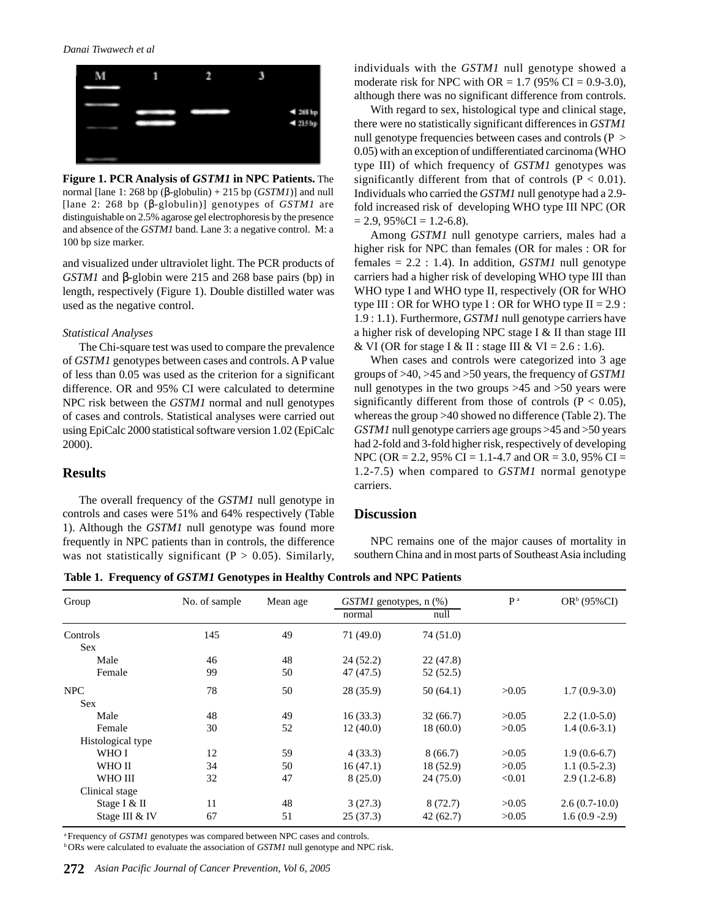**Figure 1. PCR Analysis of *GSTM1* in NPC Patients.** The normal [lane 1: 268 bp (β-globulin) + 215 bp (*GSTM1*)] and null [lane 2: 268 bp (β-globulin)] genotypes of *GSTM1* are distinguishable on 2.5% agarose gel electrophoresis by the presence and absence of the *GSTM1* band. Lane 3: a negative control. M: a 100 bp size marker.

and visualized under ultraviolet light. The PCR products of *GSTM1* and β-globin were 215 and 268 base pairs (bp) in length, respectively (Figure 1). Double distilled water was used as the negative control.

*Statistical Analyses*

The Chi-square test was used to compare the prevalence of *GSTM1* genotypes between cases and controls. A P value of less than 0.05 was used as the criterion for a significant difference. OR and 95% CI were calculated to determine NPC risk between the *GSTM1* normal and null genotypes of cases and controls. Statistical analyses were carried out using EpiCalc 2000 statistical software version 1.02 (EpiCalc 2000).

## Results

The overall frequency of the *GSTM1* null genotype in controls and cases were 51% and 64% respectively (Table 1). Although the *GSTM1* null genotype was found more frequently in NPC patients than in controls, the difference was not statistically significant ($P > 0.05$). Similarly, individuals with the *GSTM1* null genotype showed a moderate risk for NPC with OR = 1.7 (95% CI = 0.9-3.0), although there was no significant difference from controls.

With regard to sex, histological type and clinical stage, there were no statistically significant differences in *GSTM1* null genotype frequencies between cases and controls ($P > 0.05$) with an exception of undifferentiated carcinoma (WHO type III) of which frequency of *GSTM1* genotypes was significantly different from that of controls ($P < 0.01$). Individuals who carried the *GSTM1* null genotype had a 2.9-fold increased risk of developing WHO type III NPC (OR = 2.9, 95%CI = 1.2-6.8).

Among *GSTM1* null genotype carriers, males had a higher risk for NPC than females (OR for males : OR for females = 2.2 : 1.4). In addition, *GSTM1* null genotype carriers had a higher risk of developing WHO type III than WHO type I and WHO type II, respectively (OR for WHO type III : OR for WHO type I : OR for WHO type II = 2.9 : 1.9 : 1.1). Furthermore, *GSTM1* null genotype carriers have a higher risk of developing NPC stage I & II than stage III & VI (OR for stage I & II : stage III & VI = 2.6 : 1.6).

When cases and controls were categorized into 3 age groups of >40, >45 and >50 years, the frequency of *GSTM1* null genotypes in the two groups >45 and >50 years were significantly different from those of controls ($P < 0.05$), whereas the group >40 showed no difference (Table 2). The *GSTM1* null genotype carriers age groups >45 and >50 years had 2-fold and 3-fold higher risk, respectively of developing NPC (OR = 2.2, 95% CI = 1.1-4.7 and OR = 3.0, 95% CI = 1.2-7.5) when compared to *GSTM1* normal genotype carriers.

## Discussion

NPC remains one of the major causes of mortality in southern China and in most parts of Southeast Asia including

**Table 1. Frequency of *GSTM1* Genotypes in Healthy Controls and NPC Patients**

| Group | No. of sample | Mean age | *GSTM1* genotypes, n (%) normal | null | P [a] | OR[b] (95%CI) |
|---|---|---|---|---|---|---|
| Controls | 145 | 49 | 71 (49.0) | 74 (51.0) | | |
| Sex | | | | | | |
| Male | 46 | 48 | 24 (52.2) | 22 (47.8) | | |
| Female | 99 | 50 | 47 (47.5) | 52 (52.5) | | |
| NPC | 78 | 50 | 28 (35.9) | 50 (64.1) | >0.05 | 1.7 (0.9-3.0) |
| Sex | | | | | | |
| Male | 48 | 49 | 16 (33.3) | 32 (66.7) | >0.05 | 2.2 (1.0-5.0) |
| Female | 30 | 52 | 12 (40.0) | 18 (60.0) | >0.05 | 1.4 (0.6-3.1) |
| Histological type | | | | | | |
| WHO I | 12 | 59 | 4 (33.3) | 8 (66.7) | >0.05 | 1.9 (0.6-6.7) |
| WHO II | 34 | 50 | 16 (47.1) | 18 (52.9) | >0.05 | 1.1 (0.5-2.3) |
| WHO III | 32 | 47 | 8 (25.0) | 24 (75.0) | <0.01 | 2.9 (1.2-6.8) |
| Clinical stage | | | | | | |
| Stage I & II | 11 | 48 | 3 (27.3) | 8 (72.7) | >0.05 | 2.6 (0.7-10.0) |
| Stage III & IV | 67 | 51 | 25 (37.3) | 42 (62.7) | >0.05 | 1.6 (0.9 -2.9) |

[a] Frequency of *GSTM1* genotypes was compared between NPC cases and controls.
[b] ORs were calculated to evaluate the association of *GSTM1* null genotype and NPC risk.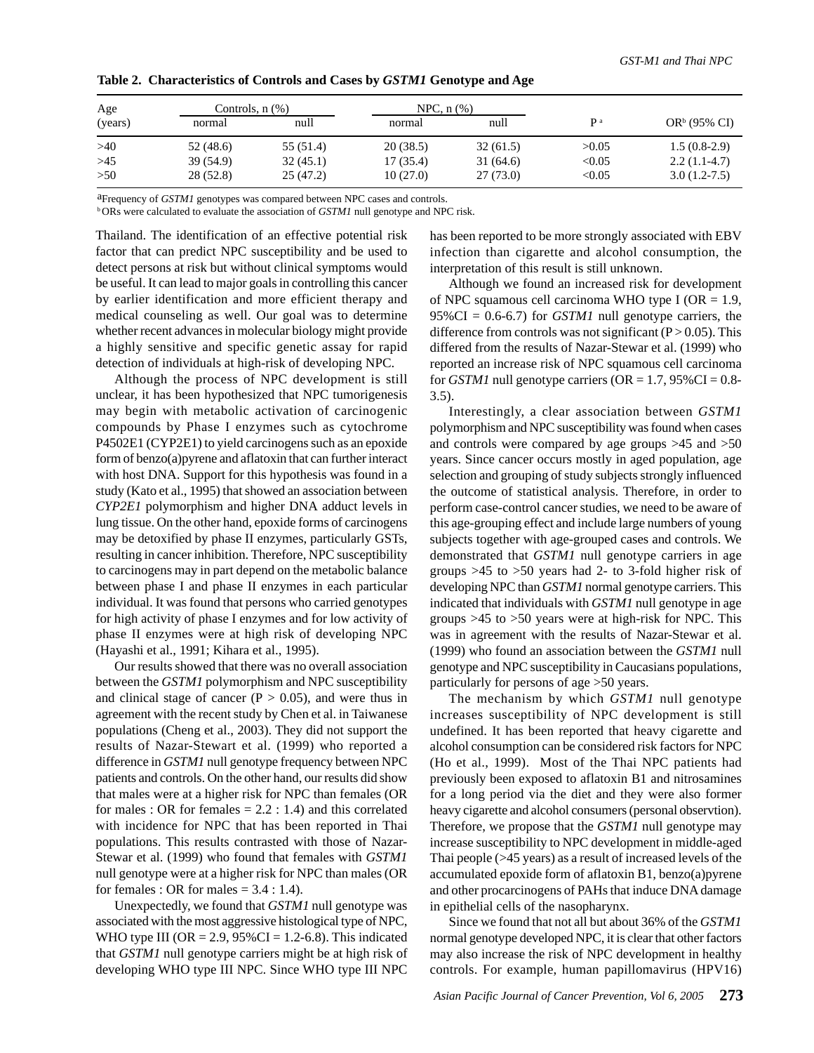**Table 2. Characteristics of Controls and Cases by *GSTM1* Genotype and Age**

| Age (years) | Controls, n (%) | | NPC, n (%) | | P [a] | OR[b] (95% CI) |
|---|---|---|---|---|---|---|
| | normal | null | normal | null | | |
| >40 | 52 (48.6) | 55 (51.4) | 20 (38.5) | 32 (61.5) | >0.05 | 1.5 (0.8-2.9) |
| >45 | 39 (54.9) | 32 (45.1) | 17 (35.4) | 31 (64.6) | <0.05 | 2.2 (1.1-4.7) |
| >50 | 28 (52.8) | 25 (47.2) | 10 (27.0) | 27 (73.0) | <0.05 | 3.0 (1.2-7.5) |

[a]Frequency of *GSTM1* genotypes was compared between NPC cases and controls.
[b]ORs were calculated to evaluate the association of *GSTM1* null genotype and NPC risk.

Thailand. The identification of an effective potential risk factor that can predict NPC susceptibility and be used to detect persons at risk but without clinical symptoms would be useful. It can lead to major goals in controlling this cancer by earlier identification and more efficient therapy and medical counseling as well. Our goal was to determine whether recent advances in molecular biology might provide a highly sensitive and specific genetic assay for rapid detection of individuals at high-risk of developing NPC.

Although the process of NPC development is still unclear, it has been hypothesized that NPC tumorigenesis may begin with metabolic activation of carcinogenic compounds by Phase I enzymes such as cytochrome P4502E1 (CYP2E1) to yield carcinogens such as an epoxide form of benzo(a)pyrene and aflatoxin that can further interact with host DNA. Support for this hypothesis was found in a study (Kato et al., 1995) that showed an association between *CYP2E1* polymorphism and higher DNA adduct levels in lung tissue. On the other hand, epoxide forms of carcinogens may be detoxified by phase II enzymes, particularly GSTs, resulting in cancer inhibition. Therefore, NPC susceptibility to carcinogens may in part depend on the metabolic balance between phase I and phase II enzymes in each particular individual. It was found that persons who carried genotypes for high activity of phase I enzymes and for low activity of phase II enzymes were at high risk of developing NPC (Hayashi et al., 1991; Kihara et al., 1995).

Our results showed that there was no overall association between the *GSTM1* polymorphism and NPC susceptibility and clinical stage of cancer ($P > 0.05$), and were thus in agreement with the recent study by Chen et al. in Taiwanese populations (Cheng et al., 2003). They did not support the results of Nazar-Stewart et al. (1999) who reported a difference in *GSTM1* null genotype frequency between NPC patients and controls. On the other hand, our results did show that males were at a higher risk for NPC than females (OR for males : OR for females = 2.2 : 1.4) and this correlated with incidence for NPC that has been reported in Thai populations. This results contrasted with those of Nazar-Stewar et al. (1999) who found that females with *GSTM1* null genotype were at a higher risk for NPC than males (OR for females : OR for males = 3.4 : 1.4).

Unexpectedly, we found that *GSTM1* null genotype was associated with the most aggressive histological type of NPC, WHO type III (OR = 2.9, 95%CI = 1.2-6.8). This indicated that *GSTM1* null genotype carriers might be at high risk of developing WHO type III NPC. Since WHO type III NPC has been reported to be more strongly associated with EBV infection than cigarette and alcohol consumption, the interpretation of this result is still unknown.

Although we found an increased risk for development of NPC squamous cell carcinoma WHO type I (OR = 1.9, 95%CI = 0.6-6.7) for *GSTM1* null genotype carriers, the difference from controls was not significant ($P > 0.05$). This differed from the results of Nazar-Stewar et al. (1999) who reported an increase risk of NPC squamous cell carcinoma for *GSTM1* null genotype carriers (OR = 1.7, 95%CI = 0.8-3.5).

Interestingly, a clear association between *GSTM1* polymorphism and NPC susceptibility was found when cases and controls were compared by age groups >45 and >50 years. Since cancer occurs mostly in aged population, age selection and grouping of study subjects strongly influenced the outcome of statistical analysis. Therefore, in order to perform case-control cancer studies, we need to be aware of this age-grouping effect and include large numbers of young subjects together with age-grouped cases and controls. We demonstrated that *GSTM1* null genotype carriers in age groups >45 to >50 years had 2- to 3-fold higher risk of developing NPC than *GSTM1* normal genotype carriers. This indicated that individuals with *GSTM1* null genotype in age groups >45 to >50 years were at high-risk for NPC. This was in agreement with the results of Nazar-Stewar et al. (1999) who found an association between the *GSTM1* null genotype and NPC susceptibility in Caucasians populations, particularly for persons of age >50 years.

The mechanism by which *GSTM1* null genotype increases susceptibility of NPC development is still undefined. It has been reported that heavy cigarette and alcohol consumption can be considered risk factors for NPC (Ho et al., 1999). Most of the Thai NPC patients had previously been exposed to aflatoxin B1 and nitrosamines for a long period via the diet and they were also former heavy cigarette and alcohol consumers (personal observtion). Therefore, we propose that the *GSTM1* null genotype may increase susceptibility to NPC development in middle-aged Thai people (>45 years) as a result of increased levels of the accumulated epoxide form of aflatoxin B1, benzo(a)pyrene and other procarcinogens of PAHs that induce DNA damage in epithelial cells of the nasopharynx.

Since we found that not all but about 36% of the *GSTM1* normal genotype developed NPC, it is clear that other factors may also increase the risk of NPC development in healthy controls. For example, human papillomavirus (HPV16)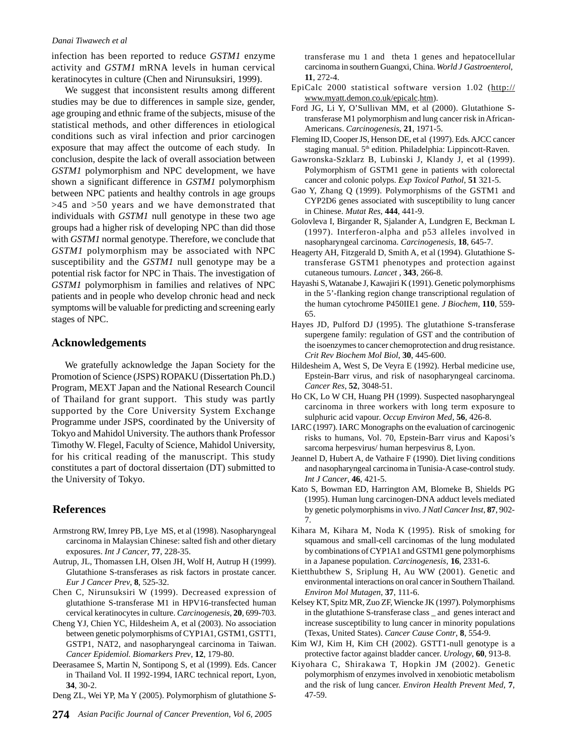infection has been reported to reduce *GSTM1* enzyme activity and *GSTM1* mRNA levels in human cervical keratinocytes in culture (Chen and Nirunsuksiri, 1999).

We suggest that inconsistent results among different studies may be due to differences in sample size, gender, age grouping and ethnic frame of the subjects, misuse of the statistical methods, and other differences in etiological conditions such as viral infection and prior carcinogen exposure that may affect the outcome of each study. In conclusion, despite the lack of overall association between *GSTM1* polymorphism and NPC development, we have shown a significant difference in *GSTM1* polymorphism between NPC patients and healthy controls in age groups >45 and >50 years and we have demonstrated that individuals with *GSTM1* null genotype in these two age groups had a higher risk of developing NPC than did those with *GSTM1* normal genotype. Therefore, we conclude that *GSTM1* polymorphism may be associated with NPC susceptibility and the *GSTM1* null genotype may be a potential risk factor for NPC in Thais. The investigation of *GSTM1* polymorphism in families and relatives of NPC patients and in people who develop chronic head and neck symptoms will be valuable for predicting and screening early stages of NPC.

## Acknowledgements

We gratefully acknowledge the Japan Society for the Promotion of Science (JSPS) ROPAKU (Dissertation Ph.D.) Program, MEXT Japan and the National Research Council of Thailand for grant support. This study was partly supported by the Core University System Exchange Programme under JSPS, coordinated by the University of Tokyo and Mahidol University. The authors thank Professor Timothy W. Flegel, Faculty of Science, Mahidol University, for his critical reading of the manuscript. This study constitutes a part of doctoral dissertaion (DT) submitted to the University of Tokyo.

## References

Armstrong RW, Imrey PB, Lye MS, et al (1998). Nasopharyngeal carcinoma in Malaysian Chinese: salted fish and other dietary exposures. *Int J Cancer*, **77**, 228-35.

Autrup, JL, Thomassen LH, Olsen JH, Wolf H, Autrup H (1999). Glutathione S-transferases as risk factors in prostate cancer. *Eur J Cancer Prev*, **8**, 525-32.

Chen C, Nirunsuksiri W (1999). Decreased expression of glutathione S-transferase M1 in HPV16-transfected human cervical keratinocytes in culture. *Carcinogenesis*, **20**, 699-703.

Cheng YJ, Chien YC, Hildesheim A, et al (2003). No association between genetic polymorphisms of CYP1A1, GSTM1, GSTT1, GSTP1, NAT2, and nasopharyngeal carcinoma in Taiwan. *Cancer Epidemiol. Biomarkers Prev*, **12**, 179-80.

Deerasamee S, Martin N, Sontipong S, et al (1999). Eds. Cancer in Thailand Vol. II 1992-1994, IARC technical report, Lyon, **34**, 30-2.

Deng ZL, Wei YP, Ma Y (2005). Polymorphism of glutathione *S*-transferase mu 1 and theta 1 genes and hepatocellular carcinoma in southern Guangxi, China. *World J Gastroenterol*, **11**, 272-4.

EpiCalc 2000 statistical software version 1.02 (http://www.myatt.demon.co.uk/epicalc.htm).

Ford JG, Li Y, O'Sullivan MM, et al (2000). Glutathione S-transferase M1 polymorphism and lung cancer risk in African-Americans. *Carcinogenesis*, **21**, 1971-5.

Fleming ID, Cooper JS, Henson DE, et al (1997). Eds. AJCC cancer staging manual. 5th edition. Philadelphia: Lippincott-Raven.

Gawronska-Szklarz B, Lubinski J, Klandy J, et al (1999). Polymorphism of GSTM1 gene in patients with colorectal cancer and colonic polyps. *Exp Toxicol Pathol*, **51** 321-5.

Gao Y, Zhang Q (1999). Polymorphisms of the GSTM1 and CYP2D6 genes associated with susceptibility to lung cancer in Chinese. *Mutat Res*, **444**, 441-9.

Golovleva I, Birgander R, Sjalander A, Lundgren E, Beckman L (1997). Interferon-alpha and p53 alleles involved in nasopharyngeal carcinoma. *Carcinogenesis*, **18**, 645-7.

Heagerty AH, Fitzgerald D, Smith A, et al (1994). Glutathione S-transferase GSTM1 phenotypes and protection against cutaneous tumours. *Lancet* , **343**, 266-8.

Hayashi S, Watanabe J, Kawajiri K (1991). Genetic polymorphisms in the 5'-flanking region change transcriptional regulation of the human cytochrome P450IIE1 gene. *J Biochem*, **110**, 559-65.

Hayes JD, Pulford DJ (1995). The glutathione S-transferase supergene family: regulation of GST and the contribution of the isoenzymes to cancer chemoprotection and drug resistance. *Crit Rev Biochem Mol Biol*, **30**, 445-600.

Hildesheim A, West S, De Veyra E (1992). Herbal medicine use, Epstein-Barr virus, and risk of nasopharyngeal carcinoma. *Cancer Res*, **52**, 3048-51.

Ho CK, Lo W CH, Huang PH (1999). Suspected nasopharyngeal carcinoma in three workers with long term exposure to sulphuric acid vapour. *Occup Environ Med*, **56**, 426-8.

IARC (1997). IARC Monographs on the evaluation of carcinogenic risks to humans, Vol. 70, Epstein-Barr virus and Kaposi's sarcoma herpesvirus/ human herpesvirus 8, Lyon.

Jeannel D, Hubert A, de Vathaire F (1990). Diet living conditions and nasopharyngeal carcinoma in Tunisia-A case-control study. *Int J Cancer*, **46**, 421-5.

Kato S, Bowman ED, Harrington AM, Blomeke B, Shields PG (1995). Human lung carcinogen-DNA adduct levels mediated by genetic polymorphisms in vivo. *J Natl Cancer Inst*, **87**, 902-7.

Kihara M, Kihara M, Noda K (1995). Risk of smoking for squamous and small-cell carcinomas of the lung modulated by combinations of CYP1A1 and GSTM1 gene polymorphisms in a Japanese population. *Carcinogenesis*, **16**, 2331-6.

Kietthubthew S, Sriplung H, Au WW (2001). Genetic and environmental interactions on oral cancer in Southern Thailand. *Environ Mol Mutagen*, **37**, 111-6.

Kelsey KT, Spitz MR, Zuo ZF, Wiencke JK (1997). Polymorphisms in the glutathione S-transferase class _ and genes interact and increase susceptibility to lung cancer in minority populations (Texas, United States). *Cancer Cause Contr*, **8**, 554-9.

Kim WJ, Kim H, Kim CH (2002). GSTT1-null genotype is a protective factor against bladder cancer. *Urology*, **60**, 913-8.

Kiyohara C, Shirakawa T, Hopkin JM (2002). Genetic polymorphism of enzymes involved in xenobiotic metabolism and the risk of lung cancer. *Environ Health Prevent Med*, **7**, 47-59.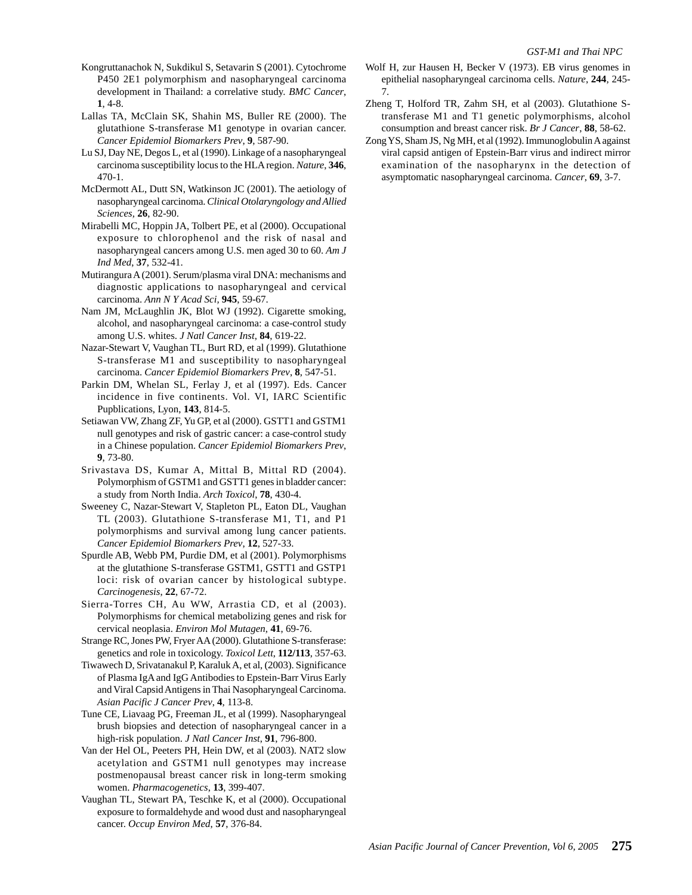Kongruttanachok N, Sukdikul S, Setavarin S (2001). Cytochrome P450 2E1 polymorphism and nasopharyngeal carcinoma development in Thailand: a correlative study. *BMC Cancer*, **1**, 4-8.

Lallas TA, McClain SK, Shahin MS, Buller RE (2000). The glutathione S-transferase M1 genotype in ovarian cancer. *Cancer Epidemiol Biomarkers Prev*, **9**, 587-90.

Lu SJ, Day NE, Degos L, et al (1990). Linkage of a nasopharyngeal carcinoma susceptibility locus to the HLA region. *Nature*, **346**, 470-1.

McDermott AL, Dutt SN, Watkinson JC (2001). The aetiology of nasopharyngeal carcinoma. *Clinical Otolaryngology and Allied Sciences*, **26**, 82-90.

Mirabelli MC, Hoppin JA, Tolbert PE, et al (2000). Occupational exposure to chlorophenol and the risk of nasal and nasopharyngeal cancers among U.S. men aged 30 to 60. *Am J Ind Med*, **37**, 532-41.

Mutirangura A (2001). Serum/plasma viral DNA: mechanisms and diagnostic applications to nasopharyngeal and cervical carcinoma. *Ann N Y Acad Sci*, **945**, 59-67.

Nam JM, McLaughlin JK, Blot WJ (1992). Cigarette smoking, alcohol, and nasopharyngeal carcinoma: a case-control study among U.S. whites. *J Natl Cancer Inst*, **84**, 619-22.

Nazar-Stewart V, Vaughan TL, Burt RD, et al (1999). Glutathione S-transferase M1 and susceptibility to nasopharyngeal carcinoma. *Cancer Epidemiol Biomarkers Prev*, **8**, 547-51.

Parkin DM, Whelan SL, Ferlay J, et al (1997). Eds. Cancer incidence in five continents. Vol. VI, IARC Scientific Pupblications, Lyon, **143**, 814-5.

Setiawan VW, Zhang ZF, Yu GP, et al (2000). GSTT1 and GSTM1 null genotypes and risk of gastric cancer: a case-control study in a Chinese population. *Cancer Epidemiol Biomarkers Prev*, **9**, 73-80.

Srivastava DS, Kumar A, Mittal B, Mittal RD (2004). Polymorphism of GSTM1 and GSTT1 genes in bladder cancer: a study from North India. *Arch Toxicol*, **78**, 430-4.

Sweeney C, Nazar-Stewart V, Stapleton PL, Eaton DL, Vaughan TL (2003). Glutathione S-transferase M1, T1, and P1 polymorphisms and survival among lung cancer patients. *Cancer Epidemiol Biomarkers Prev*, **12**, 527-33.

Spurdle AB, Webb PM, Purdie DM, et al (2001). Polymorphisms at the glutathione S-transferase GSTM1, GSTT1 and GSTP1 loci: risk of ovarian cancer by histological subtype. *Carcinogenesis*, **22**, 67-72.

Sierra-Torres CH, Au WW, Arrastia CD, et al (2003). Polymorphisms for chemical metabolizing genes and risk for cervical neoplasia. *Environ Mol Mutagen*, **41**, 69-76.

Strange RC, Jones PW, Fryer AA (2000). Glutathione S-transferase: genetics and role in toxicology. *Toxicol Lett*, **112/113**, 357-63.

Tiwawech D, Srivatanakul P, Karaluk A, et al, (2003). Significance of Plasma IgA and IgG Antibodies to Epstein-Barr Virus Early and Viral Capsid Antigens in Thai Nasopharyngeal Carcinoma. *Asian Pacific J Cancer Prev*, **4**, 113-8.

Tune CE, Liavaag PG, Freeman JL, et al (1999). Nasopharyngeal brush biopsies and detection of nasopharyngeal cancer in a high-risk population. *J Natl Cancer Inst*, **91**, 796-800.

Van der Hel OL, Peeters PH, Hein DW, et al (2003). NAT2 slow acetylation and GSTM1 null genotypes may increase postmenopausal breast cancer risk in long-term smoking women. *Pharmacogenetics*, **13**, 399-407.

Vaughan TL, Stewart PA, Teschke K, et al (2000). Occupational exposure to formaldehyde and wood dust and nasopharyngeal cancer. *Occup Environ Med*, **57**, 376-84.

Wolf H, zur Hausen H, Becker V (1973). EB virus genomes in epithelial nasopharyngeal carcinoma cells. *Nature*, **244**, 245-7.

Zheng T, Holford TR, Zahm SH, et al (2003). Glutathione S-transferase M1 and T1 genetic polymorphisms, alcohol consumption and breast cancer risk. *Br J Cancer*, **88**, 58-62.

Zong YS, Sham JS, Ng MH, et al (1992). Immunoglobulin A against viral capsid antigen of Epstein-Barr virus and indirect mirror examination of the nasopharynx in the detection of asymptomatic nasopharyngeal carcinoma. *Cancer*, **69**, 3-7.